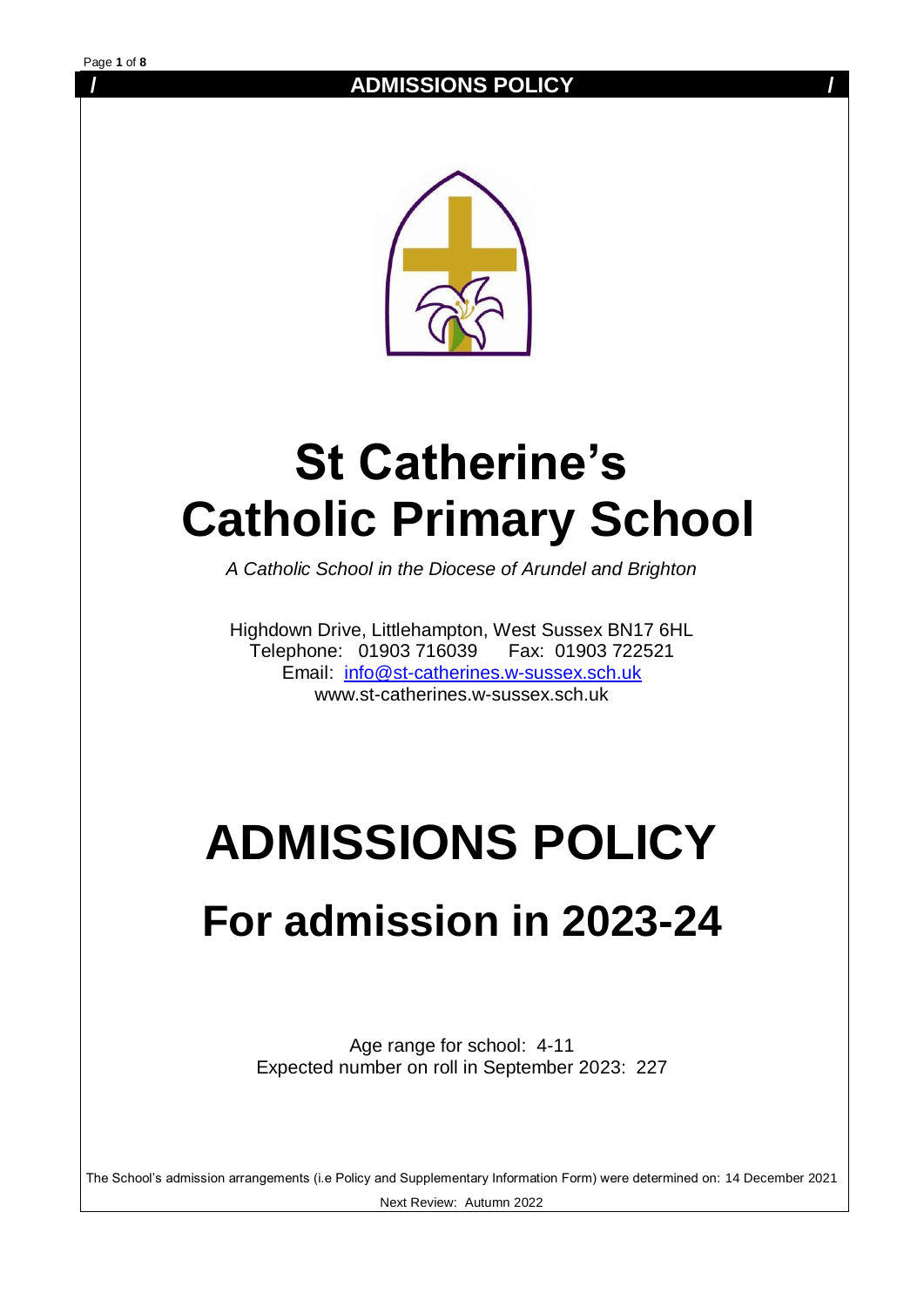# St Catherine's Catholic Primary School

*A Catholic School in the Diocese of Arundel and Brighton*

Highdown Drive, Littlehampton, West Sussex BN17 6HL
Telephone: 01903 716039 Fax: 01903 722521
Email: info@st-catherines.w-sussex.sch.uk
www.st-catherines.w-sussex.sch.uk

# ADMISSIONS POLICY

## For admission in 2023-24

Age range for school: 4-11
Expected number on roll in September 2023: 227

The School's admission arrangements (i.e Policy and Supplementary Information Form) were determined on: 14 December 2021

Next Review: Autumn 2022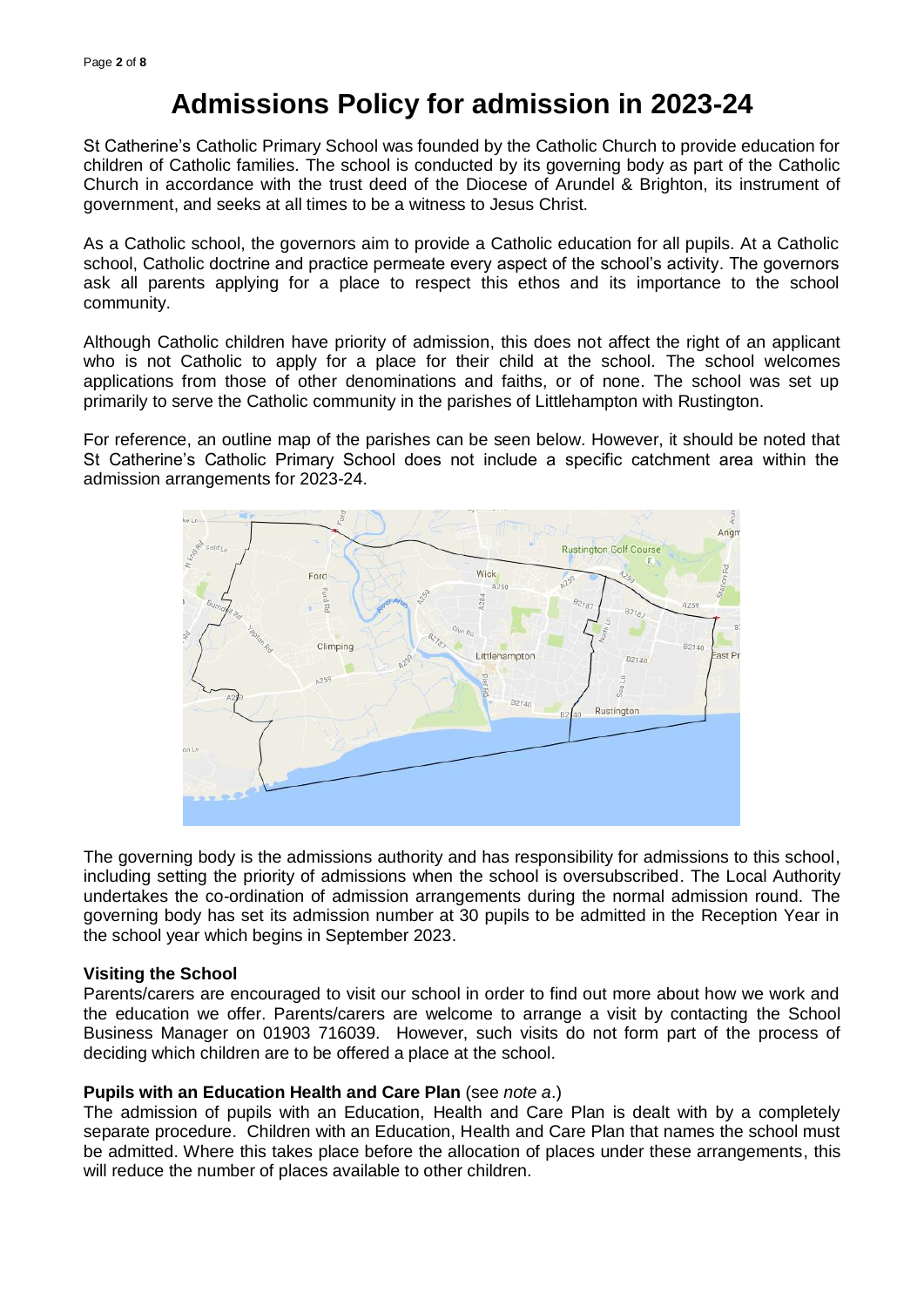# Admissions Policy for admission in 2023-24

St Catherine's Catholic Primary School was founded by the Catholic Church to provide education for children of Catholic families. The school is conducted by its governing body as part of the Catholic Church in accordance with the trust deed of the Diocese of Arundel & Brighton, its instrument of government, and seeks at all times to be a witness to Jesus Christ.

As a Catholic school, the governors aim to provide a Catholic education for all pupils. At a Catholic school, Catholic doctrine and practice permeate every aspect of the school's activity. The governors ask all parents applying for a place to respect this ethos and its importance to the school community.

Although Catholic children have priority of admission, this does not affect the right of an applicant who is not Catholic to apply for a place for their child at the school. The school welcomes applications from those of other denominations and faiths, or of none. The school was set up primarily to serve the Catholic community in the parishes of Littlehampton with Rustington.

For reference, an outline map of the parishes can be seen below. However, it should be noted that St Catherine's Catholic Primary School does not include a specific catchment area within the admission arrangements for 2023-24.

The governing body is the admissions authority and has responsibility for admissions to this school, including setting the priority of admissions when the school is oversubscribed. The Local Authority undertakes the co-ordination of admission arrangements during the normal admission round. The governing body has set its admission number at 30 pupils to be admitted in the Reception Year in the school year which begins in September 2023.

**Visiting the School**

Parents/carers are encouraged to visit our school in order to find out more about how we work and the education we offer. Parents/carers are welcome to arrange a visit by contacting the School Business Manager on 01903 716039. However, such visits do not form part of the process of deciding which children are to be offered a place at the school.

**Pupils with an Education Health and Care Plan** (see *note a*.)

The admission of pupils with an Education, Health and Care Plan is dealt with by a completely separate procedure. Children with an Education, Health and Care Plan that names the school must be admitted. Where this takes place before the allocation of places under these arrangements, this will reduce the number of places available to other children.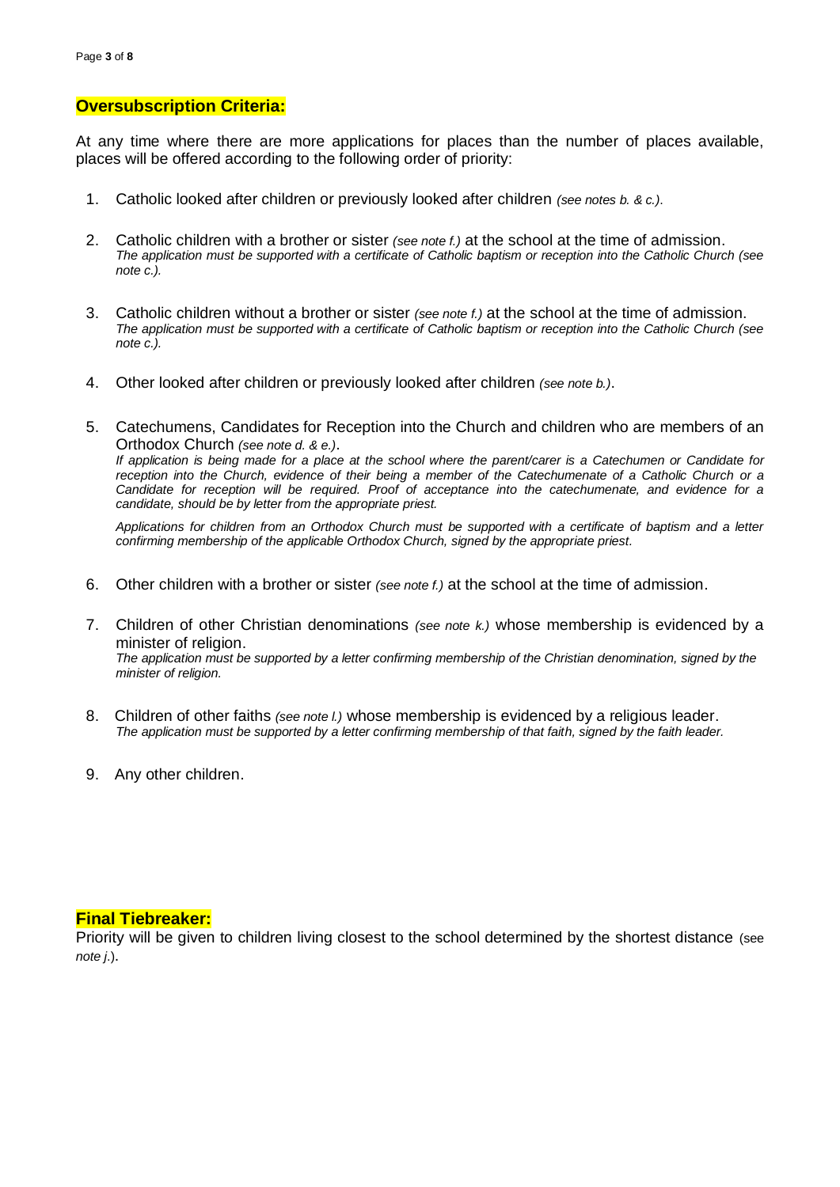## Oversubscription Criteria:

At any time where there are more applications for places than the number of places available, places will be offered according to the following order of priority:

1. Catholic looked after children or previously looked after children *(see notes b. & c.)*.

2. Catholic children with a brother or sister *(see note f.)* at the school at the time of admission.
   *The application must be supported with a certificate of Catholic baptism or reception into the Catholic Church (see note c.).*

3. Catholic children without a brother or sister *(see note f.)* at the school at the time of admission.
   *The application must be supported with a certificate of Catholic baptism or reception into the Catholic Church (see note c.).*

4. Other looked after children or previously looked after children *(see note b.)*.

5. Catechumens, Candidates for Reception into the Church and children who are members of an Orthodox Church *(see note d. & e.)*.
   *If application is being made for a place at the school where the parent/carer is a Catechumen or Candidate for reception into the Church, evidence of their being a member of the Catechumenate of a Catholic Church or a Candidate for reception will be required. Proof of acceptance into the catechumenate, and evidence for a candidate, should be by letter from the appropriate priest.*

   *Applications for children from an Orthodox Church must be supported with a certificate of baptism and a letter confirming membership of the applicable Orthodox Church, signed by the appropriate priest.*

6. Other children with a brother or sister *(see note f.)* at the school at the time of admission.

7. Children of other Christian denominations *(see note k.)* whose membership is evidenced by a minister of religion.
   *The application must be supported by a letter confirming membership of the Christian denomination, signed by the minister of religion.*

8. Children of other faiths *(see note l.)* whose membership is evidenced by a religious leader.
   *The application must be supported by a letter confirming membership of that faith, signed by the faith leader.*

9. Any other children.

## Final Tiebreaker:

Priority will be given to children living closest to the school determined by the shortest distance (see *note j.*).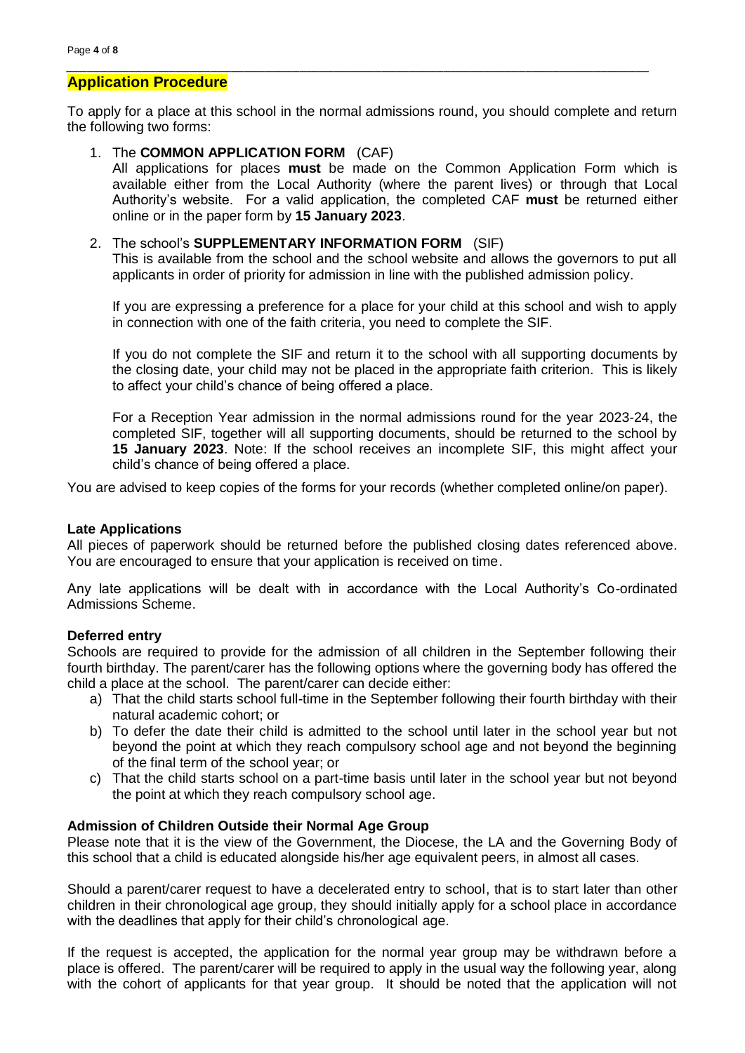## Application Procedure

To apply for a place at this school in the normal admissions round, you should complete and return the following two forms:

1. The **COMMON APPLICATION FORM** (CAF)
   All applications for places **must** be made on the Common Application Form which is available either from the Local Authority (where the parent lives) or through that Local Authority's website. For a valid application, the completed CAF **must** be returned either online or in the paper form by **15 January 2023**.

2. The school's **SUPPLEMENTARY INFORMATION FORM** (SIF)
   This is available from the school and the school website and allows the governors to put all applicants in order of priority for admission in line with the published admission policy.

   If you are expressing a preference for a place for your child at this school and wish to apply in connection with one of the faith criteria, you need to complete the SIF.

   If you do not complete the SIF and return it to the school with all supporting documents by the closing date, your child may not be placed in the appropriate faith criterion. This is likely to affect your child's chance of being offered a place.

   For a Reception Year admission in the normal admissions round for the year 2023-24, the completed SIF, together will all supporting documents, should be returned to the school by **15 January 2023**. Note: If the school receives an incomplete SIF, this might affect your child's chance of being offered a place.

You are advised to keep copies of the forms for your records (whether completed online/on paper).

**Late Applications**

All pieces of paperwork should be returned before the published closing dates referenced above. You are encouraged to ensure that your application is received on time.

Any late applications will be dealt with in accordance with the Local Authority's Co-ordinated Admissions Scheme.

**Deferred entry**

Schools are required to provide for the admission of all children in the September following their fourth birthday. The parent/carer has the following options where the governing body has offered the child a place at the school. The parent/carer can decide either:

a) That the child starts school full-time in the September following their fourth birthday with their natural academic cohort; or
b) To defer the date their child is admitted to the school until later in the school year but not beyond the point at which they reach compulsory school age and not beyond the beginning of the final term of the school year; or
c) That the child starts school on a part-time basis until later in the school year but not beyond the point at which they reach compulsory school age.

**Admission of Children Outside their Normal Age Group**

Please note that it is the view of the Government, the Diocese, the LA and the Governing Body of this school that a child is educated alongside his/her age equivalent peers, in almost all cases.

Should a parent/carer request to have a decelerated entry to school, that is to start later than other children in their chronological age group, they should initially apply for a school place in accordance with the deadlines that apply for their child's chronological age.

If the request is accepted, the application for the normal year group may be withdrawn before a place is offered. The parent/carer will be required to apply in the usual way the following year, along with the cohort of applicants for that year group. It should be noted that the application will not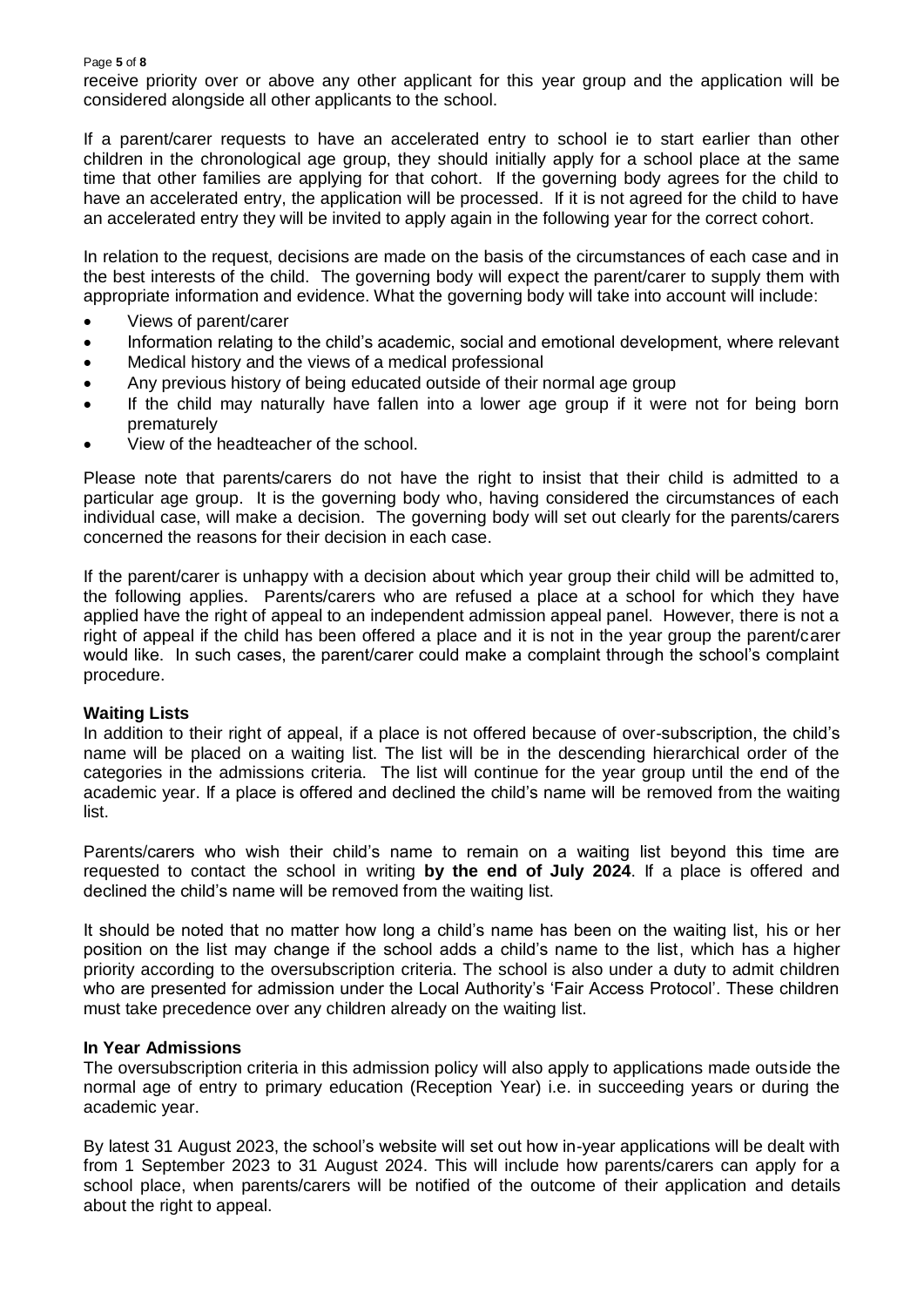receive priority over or above any other applicant for this year group and the application will be considered alongside all other applicants to the school.

If a parent/carer requests to have an accelerated entry to school ie to start earlier than other children in the chronological age group, they should initially apply for a school place at the same time that other families are applying for that cohort. If the governing body agrees for the child to have an accelerated entry, the application will be processed. If it is not agreed for the child to have an accelerated entry they will be invited to apply again in the following year for the correct cohort.

In relation to the request, decisions are made on the basis of the circumstances of each case and in the best interests of the child. The governing body will expect the parent/carer to supply them with appropriate information and evidence. What the governing body will take into account will include:

- Views of parent/carer
- Information relating to the child's academic, social and emotional development, where relevant
- Medical history and the views of a medical professional
- Any previous history of being educated outside of their normal age group
- If the child may naturally have fallen into a lower age group if it were not for being born prematurely
- View of the headteacher of the school.

Please note that parents/carers do not have the right to insist that their child is admitted to a particular age group. It is the governing body who, having considered the circumstances of each individual case, will make a decision. The governing body will set out clearly for the parents/carers concerned the reasons for their decision in each case.

If the parent/carer is unhappy with a decision about which year group their child will be admitted to, the following applies. Parents/carers who are refused a place at a school for which they have applied have the right of appeal to an independent admission appeal panel. However, there is not a right of appeal if the child has been offered a place and it is not in the year group the parent/carer would like. In such cases, the parent/carer could make a complaint through the school's complaint procedure.

**Waiting Lists**

In addition to their right of appeal, if a place is not offered because of over-subscription, the child's name will be placed on a waiting list. The list will be in the descending hierarchical order of the categories in the admissions criteria. The list will continue for the year group until the end of the academic year. If a place is offered and declined the child's name will be removed from the waiting list.

Parents/carers who wish their child's name to remain on a waiting list beyond this time are requested to contact the school in writing **by the end of July 2024**. If a place is offered and declined the child's name will be removed from the waiting list.

It should be noted that no matter how long a child's name has been on the waiting list, his or her position on the list may change if the school adds a child's name to the list, which has a higher priority according to the oversubscription criteria. The school is also under a duty to admit children who are presented for admission under the Local Authority's 'Fair Access Protocol'. These children must take precedence over any children already on the waiting list.

**In Year Admissions**

The oversubscription criteria in this admission policy will also apply to applications made outside the normal age of entry to primary education (Reception Year) i.e. in succeeding years or during the academic year.

By latest 31 August 2023, the school's website will set out how in-year applications will be dealt with from 1 September 2023 to 31 August 2024. This will include how parents/carers can apply for a school place, when parents/carers will be notified of the outcome of their application and details about the right to appeal.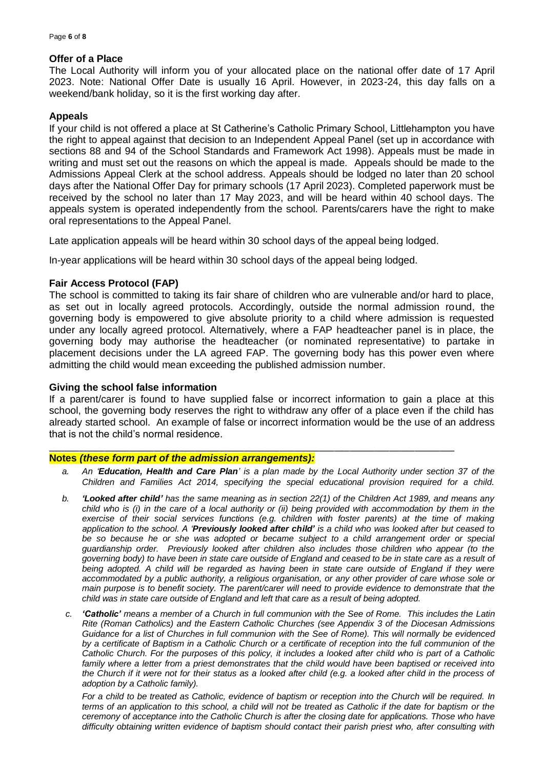## Offer of a Place

The Local Authority will inform you of your allocated place on the national offer date of 17 April 2023. Note: National Offer Date is usually 16 April. However, in 2023-24, this day falls on a weekend/bank holiday, so it is the first working day after.

## Appeals

If your child is not offered a place at St Catherine's Catholic Primary School, Littlehampton you have the right to appeal against that decision to an Independent Appeal Panel (set up in accordance with sections 88 and 94 of the School Standards and Framework Act 1998). Appeals must be made in writing and must set out the reasons on which the appeal is made. Appeals should be made to the Admissions Appeal Clerk at the school address. Appeals should be lodged no later than 20 school days after the National Offer Day for primary schools (17 April 2023). Completed paperwork must be received by the school no later than 17 May 2023, and will be heard within 40 school days. The appeals system is operated independently from the school. Parents/carers have the right to make oral representations to the Appeal Panel.

Late application appeals will be heard within 30 school days of the appeal being lodged.

In-year applications will be heard within 30 school days of the appeal being lodged.

## Fair Access Protocol (FAP)

The school is committed to taking its fair share of children who are vulnerable and/or hard to place, as set out in locally agreed protocols. Accordingly, outside the normal admission round, the governing body is empowered to give absolute priority to a child where admission is requested under any locally agreed protocol. Alternatively, where a FAP headteacher panel is in place, the governing body may authorise the headteacher (or nominated representative) to partake in placement decisions under the LA agreed FAP. The governing body has this power even where admitting the child would mean exceeding the published admission number.

## Giving the school false information

If a parent/carer is found to have supplied false or incorrect information to gain a place at this school, the governing body reserves the right to withdraw any offer of a place even if the child has already started school. An example of false or incorrect information would be the use of an address that is not the child's normal residence.

---

**Notes *(these form part of the admission arrangements):***

a. *An '**Education, Health and Care Plan**' is a plan made by the Local Authority under section 37 of the Children and Families Act 2014, specifying the special educational provision required for a child.*

b. ***'Looked after child'** has the same meaning as in section 22(1) of the Children Act 1989, and means any child who is (i) in the care of a local authority or (ii) being provided with accommodation by them in the exercise of their social services functions (e.g. children with foster parents) at the time of making application to the school. A '**Previously looked after child'** is a child who was looked after but ceased to be so because he or she was adopted or became subject to a child arrangement order or special guardianship order. Previously looked after children also includes those children who appear (to the governing body) to have been in state care outside of England and ceased to be in state care as a result of being adopted. A child will be regarded as having been in state care outside of England if they were accommodated by a public authority, a religious organisation, or any other provider of care whose sole or main purpose is to benefit society. The parent/carer will need to provide evidence to demonstrate that the child was in state care outside of England and left that care as a result of being adopted.*

c. ***'Catholic'** means a member of a Church in full communion with the See of Rome. This includes the Latin Rite (Roman Catholics) and the Eastern Catholic Churches (see Appendix 3 of the Diocesan Admissions Guidance for a list of Churches in full communion with the See of Rome). This will normally be evidenced by a certificate of Baptism in a Catholic Church or a certificate of reception into the full communion of the Catholic Church. For the purposes of this policy, it includes a looked after child who is part of a Catholic family where a letter from a priest demonstrates that the child would have been baptised or received into the Church if it were not for their status as a looked after child (e.g. a looked after child in the process of adoption by a Catholic family).*

   *For a child to be treated as Catholic, evidence of baptism or reception into the Church will be required. In terms of an application to this school, a child will not be treated as Catholic if the date for baptism or the ceremony of acceptance into the Catholic Church is after the closing date for applications. Those who have difficulty obtaining written evidence of baptism should contact their parish priest who, after consulting with*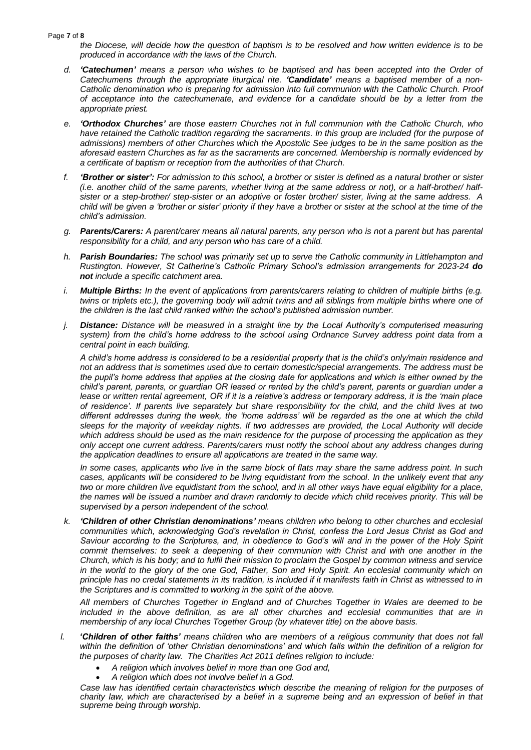*the Diocese, will decide how the question of baptism is to be resolved and how written evidence is to be produced in accordance with the laws of the Church.*

d. ***'Catechumen'*** *means a person who wishes to be baptised and has been accepted into the Order of Catechumens through the appropriate liturgical rite.* ***'Candidate'*** *means a baptised member of a non-Catholic denomination who is preparing for admission into full communion with the Catholic Church. Proof of acceptance into the catechumenate, and evidence for a candidate should be by a letter from the appropriate priest.*

e. ***'Orthodox Churches'*** *are those eastern Churches not in full communion with the Catholic Church, who have retained the Catholic tradition regarding the sacraments. In this group are included (for the purpose of admissions) members of other Churches which the Apostolic See judges to be in the same position as the aforesaid eastern Churches as far as the sacraments are concerned. Membership is normally evidenced by a certificate of baptism or reception from the authorities of that Church.*

f. ***'Brother or sister':*** *For admission to this school, a brother or sister is defined as a natural brother or sister (i.e. another child of the same parents, whether living at the same address or not), or a half-brother/ half-sister or a step-brother/ step-sister or an adoptive or foster brother/ sister, living at the same address. A child will be given a 'brother or sister' priority if they have a brother or sister at the school at the time of the child's admission.*

g. ***Parents/Carers:*** *A parent/carer means all natural parents, any person who is not a parent but has parental responsibility for a child, and any person who has care of a child.*

h. ***Parish Boundaries:*** *The school was primarily set up to serve the Catholic community in Littlehampton and Rustington. However, St Catherine's Catholic Primary School's admission arrangements for 2023-24* ***do not*** *include a specific catchment area.*

i. ***Multiple Births:*** *In the event of applications from parents/carers relating to children of multiple births (e.g. twins or triplets etc.), the governing body will admit twins and all siblings from multiple births where one of the children is the last child ranked within the school's published admission number.*

j. ***Distance:*** *Distance will be measured in a straight line by the Local Authority's computerised measuring system) from the child's home address to the school using Ordnance Survey address point data from a central point in each building.*

   *A child's home address is considered to be a residential property that is the child's only/main residence and not an address that is sometimes used due to certain domestic/special arrangements. The address must be the pupil's home address that applies at the closing date for applications and which is either owned by the child's parent, parents, or guardian OR leased or rented by the child's parent, parents or guardian under a lease or written rental agreement, OR if it is a relative's address or temporary address, it is the 'main place of residence'. If parents live separately but share responsibility for the child, and the child lives at two different addresses during the week, the 'home address' will be regarded as the one at which the child sleeps for the majority of weekday nights. If two addresses are provided, the Local Authority will decide which address should be used as the main residence for the purpose of processing the application as they only accept one current address. Parents/carers must notify the school about any address changes during the application deadlines to ensure all applications are treated in the same way.*

   *In some cases, applicants who live in the same block of flats may share the same address point. In such cases, applicants will be considered to be living equidistant from the school. In the unlikely event that any two or more children live equidistant from the school, and in all other ways have equal eligibility for a place, the names will be issued a number and drawn randomly to decide which child receives priority. This will be supervised by a person independent of the school.*

k. ***'Children of other Christian denominations'*** *means children who belong to other churches and ecclesial communities which, acknowledging God's revelation in Christ, confess the Lord Jesus Christ as God and Saviour according to the Scriptures, and, in obedience to God's will and in the power of the Holy Spirit commit themselves: to seek a deepening of their communion with Christ and with one another in the Church, which is his body; and to fulfil their mission to proclaim the Gospel by common witness and service in the world to the glory of the one God, Father, Son and Holy Spirit. An ecclesial community which on principle has no credal statements in its tradition, is included if it manifests faith in Christ as witnessed to in the Scriptures and is committed to working in the spirit of the above.*

   *All members of Churches Together in England and of Churches Together in Wales are deemed to be included in the above definition, as are all other churches and ecclesial communities that are in membership of any local Churches Together Group (by whatever title) on the above basis.*

l. ***'Children of other faiths'*** *means children who are members of a religious community that does not fall within the definition of 'other Christian denominations' and which falls within the definition of a religion for the purposes of charity law. The Charities Act 2011 defines religion to include:*

   - *A religion which involves belief in more than one God and,*
   - *A religion which does not involve belief in a God.*

   *Case law has identified certain characteristics which describe the meaning of religion for the purposes of charity law, which are characterised by a belief in a supreme being and an expression of belief in that supreme being through worship.*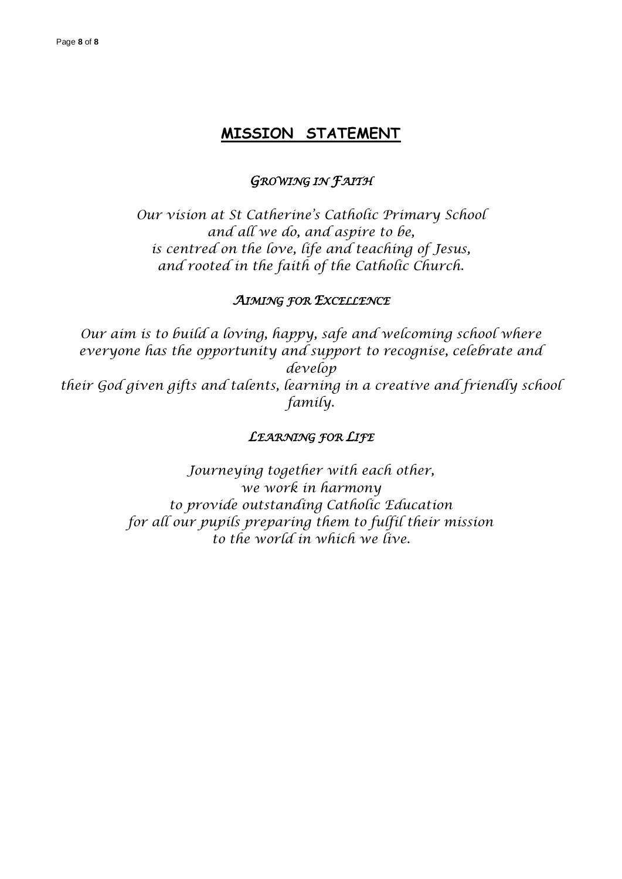# MISSION STATEMENT

### *GROWING IN FAITH*

*Our vision at St Catherine's Catholic Primary School*
*and all we do, and aspire to be,*
*is centred on the love, life and teaching of Jesus,*
*and rooted in the faith of the Catholic Church.*

### *AIMING FOR EXCELLENCE*

*Our aim is to build a loving, happy, safe and welcoming school where everyone has the opportunity and support to recognise, celebrate and develop*
*their God given gifts and talents, learning in a creative and friendly school family.*

### *LEARNING FOR LIFE*

*Journeying together with each other,*
*we work in harmony*
*to provide outstanding Catholic Education*
*for all our pupils preparing them to fulfil their mission*
*to the world in which we live.*